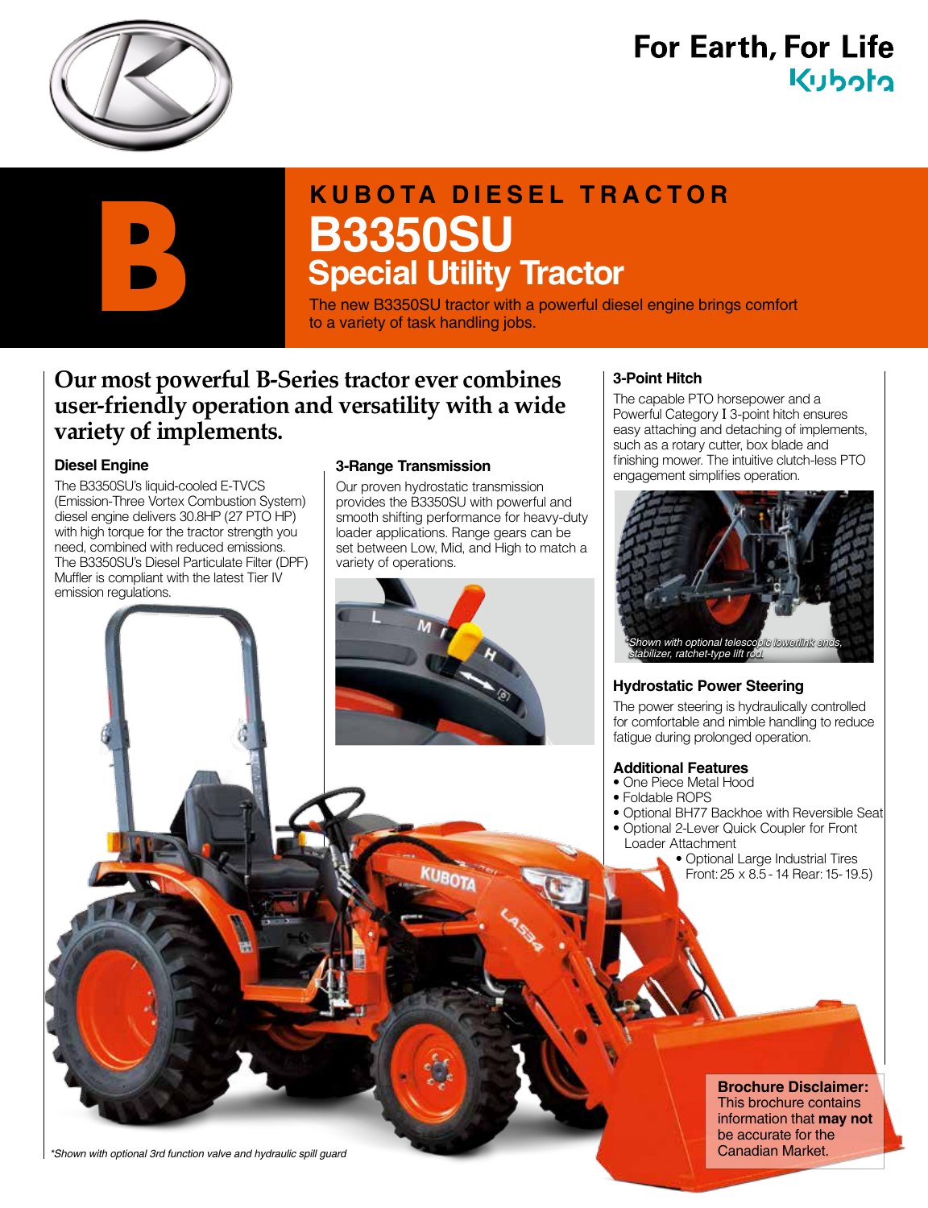For Earth, For Life
Kubota

# KUBOTA DIESEL TRACTOR

# B3350SU

## Special Utility Tractor

The new B3350SU tractor with a powerful diesel engine brings comfort to a variety of task handling jobs.

## Our most powerful B-Series tractor ever combines user-friendly operation and versatility with a wide variety of implements.

### Diesel Engine

The B3350SU's liquid-cooled E-TVCS (Emission-Three Vortex Combustion System) diesel engine delivers 30.8HP (27 PTO HP) with high torque for the tractor strength you need, combined with reduced emissions. The B3350SU's Diesel Particulate Filter (DPF) Muffler is compliant with the latest Tier IV emission regulations.

### 3-Range Transmission

Our proven hydrostatic transmission provides the B3350SU with powerful and smooth shifting performance for heavy-duty loader applications. Range gears can be set between Low, Mid, and High to match a variety of operations.

### 3-Point Hitch

The capable PTO horsepower and a Powerful Category I 3-point hitch ensures easy attaching and detaching of implements, such as a rotary cutter, box blade and finishing mower. The intuitive clutch-less PTO engagement simplifies operation.

*Shown with optional telescopic lowerlink ends, stabilizer, ratchet-type lift rod.

### Hydrostatic Power Steering

The power steering is hydraulically controlled for comfortable and nimble handling to reduce fatigue during prolonged operation.

### Additional Features

- One Piece Metal Hood
- Foldable ROPS
- Optional BH77 Backhoe with Reversible Seat
- Optional 2-Lever Quick Coupler for Front Loader Attachment
- Optional Large Industrial Tires Front: 25 x 8.5 - 14 Rear: 15- 19.5)

*Shown with optional 3rd function valve and hydraulic spill guard

**Brochure Disclaimer:** This brochure contains information that **may not** be accurate for the Canadian Market.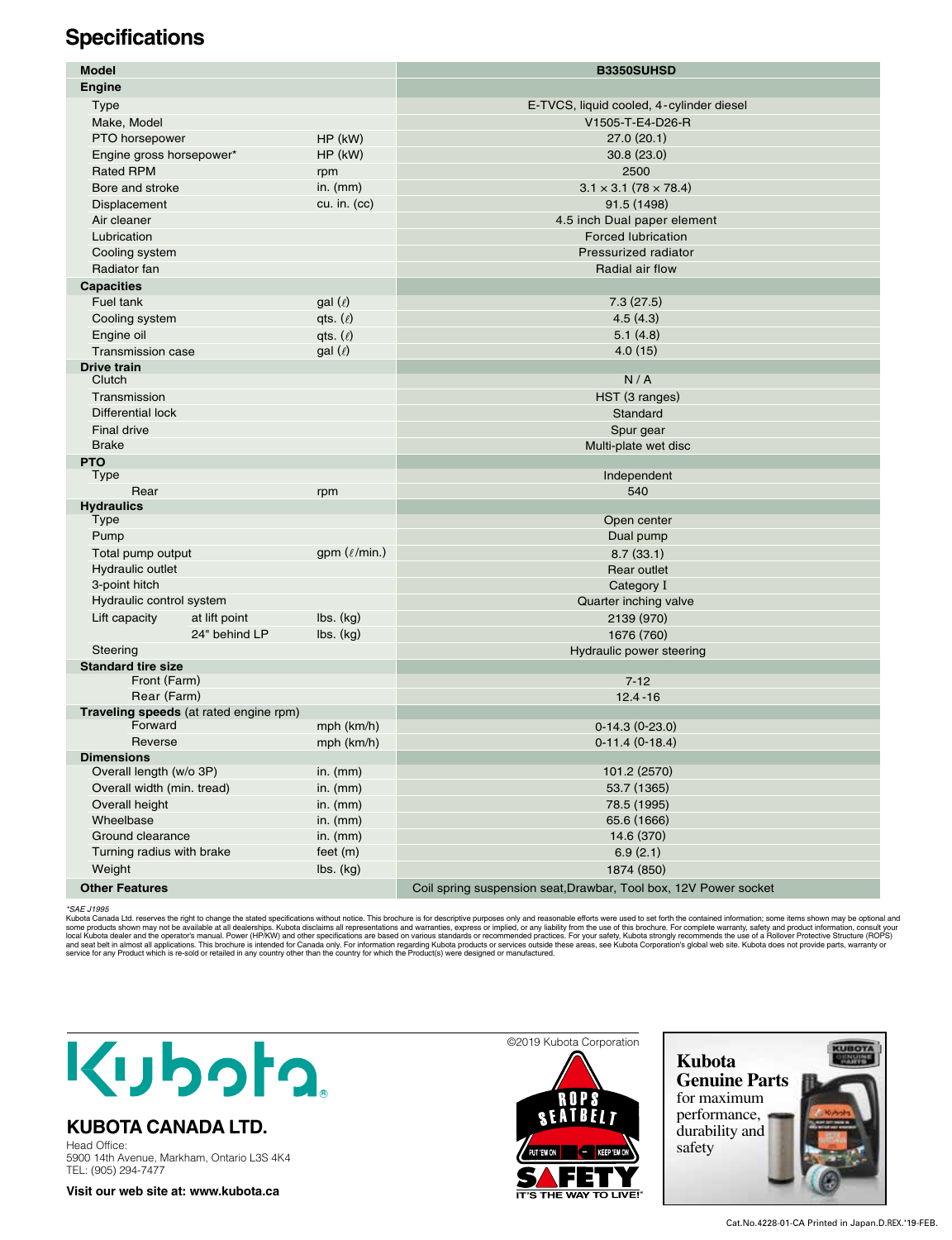## Specifications

| Model | | | B3350SUHSD |
|---|---|---|---|
| **Engine** | | | |
| Type | | | E-TVCS, liquid cooled, 4-cylinder diesel |
| Make, Model | | | V1505-T-E4-D26-R |
| PTO horsepower | | HP (kW) | 27.0 (20.1) |
| Engine gross horsepower* | | HP (kW) | 30.8 (23.0) |
| Rated RPM | | rpm | 2500 |
| Bore and stroke | | in. (mm) | 3.1 × 3.1 (78 × 78.4) |
| Displacement | | cu. in. (cc) | 91.5 (1498) |
| Air cleaner | | | 4.5 inch Dual paper element |
| Lubrication | | | Forced lubrication |
| Cooling system | | | Pressurized radiator |
| Radiator fan | | | Radial air flow |
| **Capacities** | | | |
| Fuel tank | | gal (ℓ) | 7.3 (27.5) |
| Cooling system | | qts. (ℓ) | 4.5 (4.3) |
| Engine oil | | qts. (ℓ) | 5.1 (4.8) |
| Transmission case | | gal (ℓ) | 4.0 (15) |
| **Drive train** | | | |
| Clutch | | | N / A |
| Transmission | | | HST (3 ranges) |
| Differential lock | | | Standard |
| Final drive | | | Spur gear |
| Brake | | | Multi-plate wet disc |
| **PTO** | | | |
| Type | | | Independent |
| Rear | | rpm | 540 |
| **Hydraulics** | | | |
| Type | | | Open center |
| Pump | | | Dual pump |
| Total pump output | | gpm (ℓ/min.) | 8.7 (33.1) |
| Hydraulic outlet | | | Rear outlet |
| 3-point hitch | | | Category I |
| Hydraulic control system | | | Quarter inching valve |
| Lift capacity | at lift point | lbs. (kg) | 2139 (970) |
| | 24" behind LP | lbs. (kg) | 1676 (760) |
| Steering | | | Hydraulic power steering |
| **Standard tire size** | | | |
| Front (Farm) | | | 7-12 |
| Rear (Farm) | | | 12.4-16 |
| **Traveling speeds** (at rated engine rpm) | | | |
| Forward | | mph (km/h) | 0-14.3 (0-23.0) |
| Reverse | | mph (km/h) | 0-11.4 (0-18.4) |
| **Dimensions** | | | |
| Overall length (w/o 3P) | | in. (mm) | 101.2 (2570) |
| Overall width (min. tread) | | in. (mm) | 53.7 (1365) |
| Overall height | | in. (mm) | 78.5 (1995) |
| Wheelbase | | in. (mm) | 65.6 (1666) |
| Ground clearance | | in. (mm) | 14.6 (370) |
| Turning radius with brake | | feet (m) | 6.9 (2.1) |
| Weight | | lbs. (kg) | 1874 (850) |
| **Other Features** | | | Coil spring suspension seat, Drawbar, Tool box, 12V Power socket |

*SAE J1995

Kubota Canada Ltd. reserves the right to change the stated specifications without notice. This brochure is for descriptive purposes only and reasonable efforts were used to set forth the contained information; some items shown may be optional and some products shown may not be available at all dealerships. Kubota disclaims all representations and warranties, express or implied, or any liability from the use of this brochure. For complete warranty, safety and product information, consult your local Kubota dealer and the operator's manual. Power (HP/KW) and other specifications are based on various standards or recommended practices. For your safety, Kubota strongly recommends the use of a Rollover Protective Structure (ROPS) and seat belt in almost all applications. This brochure is intended for Canada only. For information regarding Kubota products or services outside these areas, see Kubota Corporation's global web site. Kubota does not provide parts, warranty or service for any Product which is re-sold or retailed in any country other than the country for which the Product(s) were designed or manufactured.

Kubota

**KUBOTA CANADA LTD.**

Head Office:
5900 14th Avenue, Markham, Ontario L3S 4K4
TEL: (905) 294-7477

**Visit our web site at: www.kubota.ca**

©2019 Kubota Corporation

ROPS SEATBELT — PUT 'EM ON — KEEP 'EM ON — SAFETY — IT'S THE WAY TO LIVE!

**Kubota Genuine Parts** for maximum performance, durability and safety

Cat.No.4228-01-CA Printed in Japan.D.REX.'19-FEB.